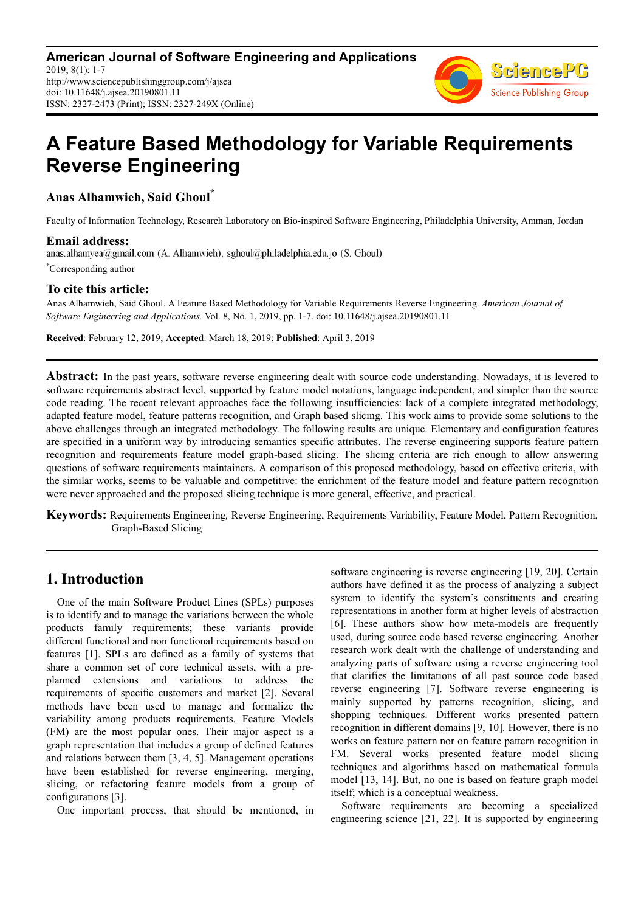# A Feature Based Methodology for Variable Requirements Reverse Engineering

**Anas Alhamwieh, Said Ghoul[*]**

Faculty of Information Technology, Research Laboratory on Bio-inspired Software Engineering, Philadelphia University, Amman, Jordan

## Email address:

anas.alhamyea@gmail.com (A. Alhamwieh), sghoul@philadelphia.edu.jo (S. Ghoul)

[*]Corresponding author

## To cite this article:

Anas Alhamwieh, Said Ghoul. A Feature Based Methodology for Variable Requirements Reverse Engineering. *American Journal of Software Engineering and Applications.* Vol. 8, No. 1, 2019, pp. 1-7. doi: 10.11648/j.ajsea.20190801.11

**Received**: February 12, 2019; **Accepted**: March 18, 2019; **Published**: April 3, 2019

**Abstract:** In the past years, software reverse engineering dealt with source code understanding. Nowadays, it is levered to software requirements abstract level, supported by feature model notations, language independent, and simpler than the source code reading. The recent relevant approaches face the following insufficiencies: lack of a complete integrated methodology, adapted feature model, feature patterns recognition, and Graph based slicing. This work aims to provide some solutions to the above challenges through an integrated methodology. The following results are unique. Elementary and configuration features are specified in a uniform way by introducing semantics specific attributes. The reverse engineering supports feature pattern recognition and requirements feature model graph-based slicing. The slicing criteria are rich enough to allow answering questions of software requirements maintainers. A comparison of this proposed methodology, based on effective criteria, with the similar works, seems to be valuable and competitive: the enrichment of the feature model and feature pattern recognition were never approached and the proposed slicing technique is more general, effective, and practical.

**Keywords:** Requirements Engineering, Reverse Engineering, Requirements Variability, Feature Model, Pattern Recognition, Graph-Based Slicing

## 1. Introduction

One of the main Software Product Lines (SPLs) purposes is to identify and to manage the variations between the whole products family requirements; these variants provide different functional and non functional requirements based on features [1]. SPLs are defined as a family of systems that share a common set of core technical assets, with a pre-planned extensions and variations to address the requirements of specific customers and market [2]. Several methods have been used to manage and formalize the variability among products requirements. Feature Models (FM) are the most popular ones. Their major aspect is a graph representation that includes a group of defined features and relations between them [3, 4, 5]. Management operations have been established for reverse engineering, merging, slicing, or refactoring feature models from a group of configurations [3].

One important process, that should be mentioned, in software engineering is reverse engineering [19, 20]. Certain authors have defined it as the process of analyzing a subject system to identify the system's constituents and creating representations in another form at higher levels of abstraction [6]. These authors show how meta-models are frequently used, during source code based reverse engineering. Another research work dealt with the challenge of understanding and analyzing parts of software using a reverse engineering tool that clarifies the limitations of all past source code based reverse engineering [7]. Software reverse engineering is mainly supported by patterns recognition, slicing, and shopping techniques. Different works presented pattern recognition in different domains [9, 10]. However, there is no works on feature pattern nor on feature pattern recognition in FM. Several works presented feature model slicing techniques and algorithms based on mathematical formula model [13, 14]. But, no one is based on feature graph model itself; which is a conceptual weakness.

Software requirements are becoming a specialized engineering science [21, 22]. It is supported by engineering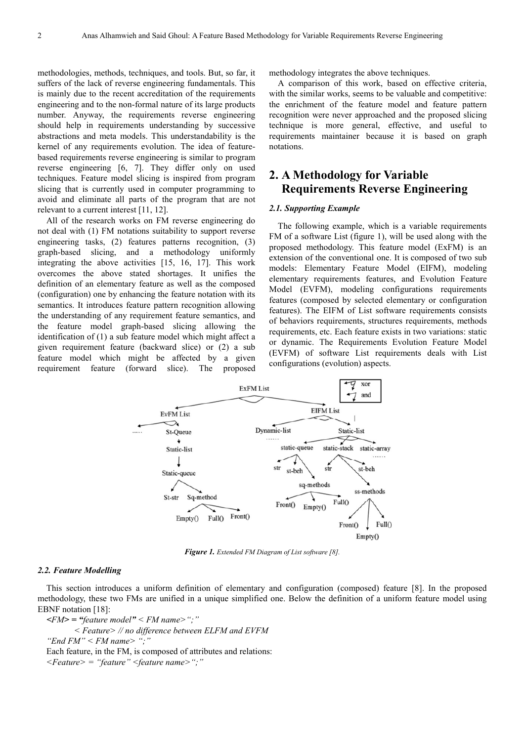methodologies, methods, techniques, and tools. But, so far, it suffers of the lack of reverse engineering fundamentals. This is mainly due to the recent accreditation of the requirements engineering and to the non-formal nature of its large products number. Anyway, the requirements reverse engineering should help in requirements understanding by successive abstractions and meta models. This understandability is the kernel of any requirements evolution. The idea of feature-based requirements reverse engineering is similar to program reverse engineering [6, 7]. They differ only on used techniques. Feature model slicing is inspired from program slicing that is currently used in computer programming to avoid and eliminate all parts of the program that are not relevant to a current interest [11, 12].

All of the research works on FM reverse engineering do not deal with (1) FM notations suitability to support reverse engineering tasks, (2) features patterns recognition, (3) graph-based slicing, and a methodology uniformly integrating the above activities [15, 16, 17]. This work overcomes the above stated shortages. It unifies the definition of an elementary feature as well as the composed (configuration) one by enhancing the feature notation with its semantics. It introduces feature pattern recognition allowing the understanding of any requirement feature semantics, and the feature model graph-based slicing allowing the identification of (1) a sub feature model which might affect a given requirement feature (backward slice) or (2) a sub feature model which might be affected by a given requirement feature (forward slice). The proposed methodology integrates the above techniques.

A comparison of this work, based on effective criteria, with the similar works, seems to be valuable and competitive: the enrichment of the feature model and feature pattern recognition were never approached and the proposed slicing technique is more general, effective, and useful to requirements maintainer because it is based on graph notations.

## 2. A Methodology for Variable Requirements Reverse Engineering

### 2.1. Supporting Example

The following example, which is a variable requirements FM of a software List (figure 1), will be used along with the proposed methodology. This feature model (ExFM) is an extension of the conventional one. It is composed of two sub models: Elementary Feature Model (EIFM), modeling elementary requirements features, and Evolution Feature Model (EVFM), modeling configurations requirements features (composed by selected elementary or configuration features). The EIFM of List software requirements consists of behaviors requirements, structures requirements, methods requirements, etc. Each feature exists in two variations: static or dynamic. The Requirements Evolution Feature Model (EVFM) of software List requirements deals with List configurations (evolution) aspects.

***Figure 1.*** *Extended FM Diagram of List software [8].*

### 2.2. Feature Modelling

This section introduces a uniform definition of elementary and configuration (composed) feature [8]. In the proposed methodology, these two FMs are unified in a unique simplified one. Below the definition of a uniform feature model using EBNF notation [18]:

*<FM>* = *"feature model"* < *FM name*> *";"*

< *Feature*> // *no difference between ELFM and EVFM*

*"End FM"* < *FM name*> *";"*

Each feature, in the FM, is composed of attributes and relations:

*<Feature>* = *"feature"* <*feature name*> *";"*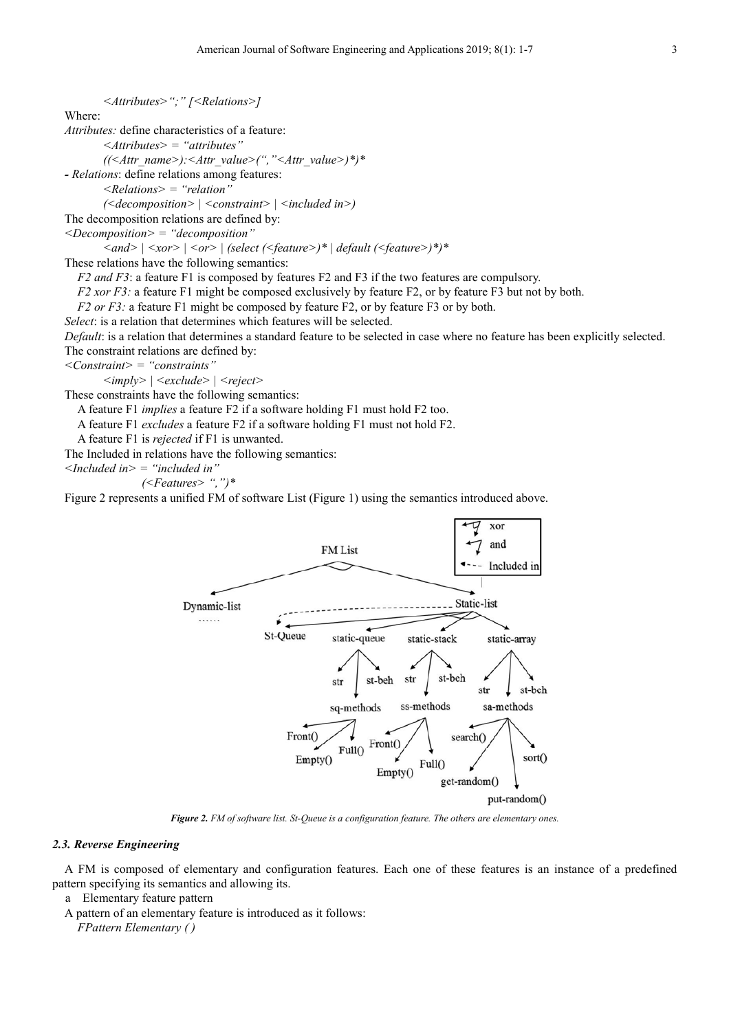*<Attributes>";" [<Relations>]*

Where:

*Attributes:* define characteristics of a feature:

*<Attributes> = "attributes"*

*((<Attr_name>):<Attr_value>(","<Attr_value>)*)**

**-** *Relations*: define relations among features:

*<Relations> = "relation"*

*(<decomposition> | <constraint> | <included in>)*

The decomposition relations are defined by:

*<Decomposition> = "decomposition"*

*<and> | <xor> | <or> | (select (<feature>)* | default (<feature>)*)**

These relations have the following semantics:

*F2 and F3*: a feature F1 is composed by features F2 and F3 if the two features are compulsory.

*F2 xor F3:* a feature F1 might be composed exclusively by feature F2, or by feature F3 but not by both.

*F2 or F3:* a feature F1 might be composed by feature F2, or by feature F3 or by both.

*Select*: is a relation that determines which features will be selected.

*Default*: is a relation that determines a standard feature to be selected in case where no feature has been explicitly selected.

The constraint relations are defined by:

*<Constraint> = "constraints"*

*<imply> | <exclude> | <reject>*

These constraints have the following semantics:

A feature F1 *implies* a feature F2 if a software holding F1 must hold F2 too.

A feature F1 *excludes* a feature F2 if a software holding F1 must not hold F2.

A feature F1 is *rejected* if F1 is unwanted.

The Included in relations have the following semantics:

*<Included in> = "included in"*

*(<Features> ",")**

Figure 2 represents a unified FM of software List (Figure 1) using the semantics introduced above.

***Figure 2.*** *FM of software list. St-Queue is a configuration feature. The others are elementary ones.*

### *2.3. Reverse Engineering*

A FM is composed of elementary and configuration features. Each one of these features is an instance of a predefined pattern specifying its semantics and allowing its.

a Elementary feature pattern

A pattern of an elementary feature is introduced as it follows:

*FPattern Elementary ( )*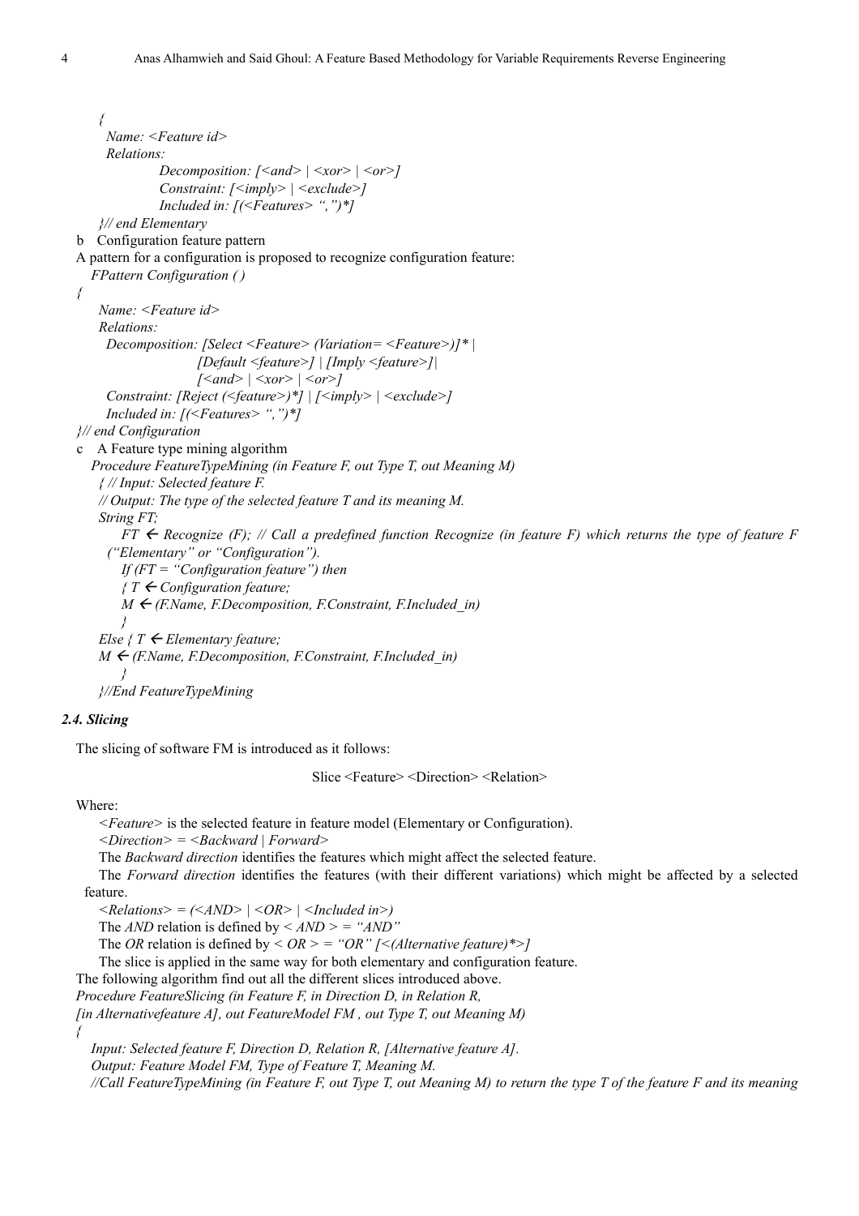*{*
*Name: <Feature id>*
*Relations:*
*Decomposition: [<and> | <xor> | <or>]*
*Constraint: [<imply> | <exclude>]*
*Included in: [(<Features> ",")*]*
*}// end Elementary*

b Configuration feature pattern

A pattern for a configuration is proposed to recognize configuration feature:

```
FPattern Configuration ( )
{
    Name: <Feature id>
    Relations:
      Decomposition: [Select <Feature> (Variation= <Feature>)]* |
                     [Default <feature>] | [Imply <feature>]|
                     [<and> | <xor> | <or>]
      Constraint: [Reject (<feature>)*] | [<imply> | <exclude>]
      Included in: [(<Features> ",")*]
}// end Configuration
```

c A Feature type mining algorithm

```
Procedure FeatureTypeMining (in Feature F, out Type T, out Meaning M)
  { // Input: Selected feature F.
  // Output: The type of the selected feature T and its meaning M.
  String FT;
     FT ← Recognize (F); // Call a predefined function Recognize (in feature F) which returns the type of feature F
     ("Elementary" or "Configuration").
     If (FT = "Configuration feature") then
     { T ← Configuration feature;
     M ← (F.Name, F.Decomposition, F.Constraint, F.Included_in)
     }
  Else { T ← Elementary feature;
  M ← (F.Name, F.Decomposition, F.Constraint, F.Included_in)
     }
  }//End FeatureTypeMining
```

### 2.4. Slicing

The slicing of software FM is introduced as it follows:

Slice <Feature> <Direction> <Relation>

Where:

*<Feature>* is the selected feature in feature model (Elementary or Configuration).

*<Direction> = <Backward | Forward>*

The *Backward direction* identifies the features which might affect the selected feature.

The *Forward direction* identifies the features (with their different variations) which might be affected by a selected feature.

*<Relations> = (<AND> | <OR> | <Included in>)*

The *AND* relation is defined by *< AND > = "AND"*

The *OR* relation is defined by *< OR > = "OR" [<(Alternative feature)*>]*

The slice is applied in the same way for both elementary and configuration feature.

The following algorithm find out all the different slices introduced above.

```
Procedure FeatureSlicing (in Feature F, in Direction D, in Relation R,
[in Alternativefeature A], out FeatureModel FM , out Type T, out Meaning M)
{
  Input: Selected feature F, Direction D, Relation R, [Alternative feature A].
  Output: Feature Model FM, Type of Feature T, Meaning M.
  //Call FeatureTypeMining (in Feature F, out Type T, out Meaning M) to return the type T of the feature F and its meaning
```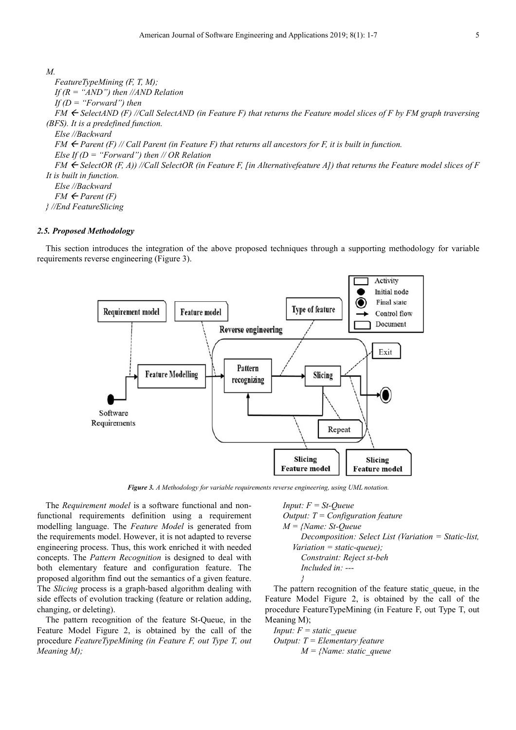*M.*

*FeatureTypeMining (F, T, M);*
*If (R = "AND") then //AND Relation*
*If (D = "Forward") then*
*FM ← SelectAND (F) //Call SelectAND (in Feature F) that returns the Feature model slices of F by FM graph traversing (BFS). It is a predefined function.*
*Else //Backward*
*FM ← Parent (F) // Call Parent (in Feature F) that returns all ancestors for F, it is built in function.*
*Else If (D = "Forward") then // OR Relation*
*FM ← SelectOR (F, A)) //Call SelectOR (in Feature F, [in Alternativefeature A]) that returns the Feature model slices of F It is built in function.*
*Else //Backward*
*FM ← Parent (F)*
*} //End FeatureSlicing*

### *2.5. Proposed Methodology*

This section introduces the integration of the above proposed techniques through a supporting methodology for variable requirements reverse engineering (Figure 3).

***Figure 3.*** *A Methodology for variable requirements reverse engineering, using UML notation.*

The *Requirement model* is a software functional and non-functional requirements definition using a requirement modelling language. The *Feature Model* is generated from the requirements model. However, it is not adapted to reverse engineering process. Thus, this work enriched it with needed concepts. The *Pattern Recognition* is designed to deal with both elementary feature and configuration feature. The proposed algorithm find out the semantics of a given feature. The *Slicing* process is a graph-based algorithm dealing with side effects of evolution tracking (feature or relation adding, changing, or deleting).

The pattern recognition of the feature St-Queue, in the Feature Model Figure 2, is obtained by the call of the procedure *FeatureTypeMining (in Feature F, out Type T, out Meaning M);*

*Input: F = St-Queue*
*Output: T = Configuration feature*
*M = {Name: St-Queue*
*Decomposition: Select List (Variation = Static-list, Variation = static-queue);*
*Constraint: Reject st-beh*
*Included in: ---*
*}*

The pattern recognition of the feature static_queue, in the Feature Model Figure 2, is obtained by the call of the procedure FeatureTypeMining (in Feature F, out Type T, out Meaning M);

*Input: F = static_queue*
*Output: T = Elementary feature*
*M = {Name: static_queue*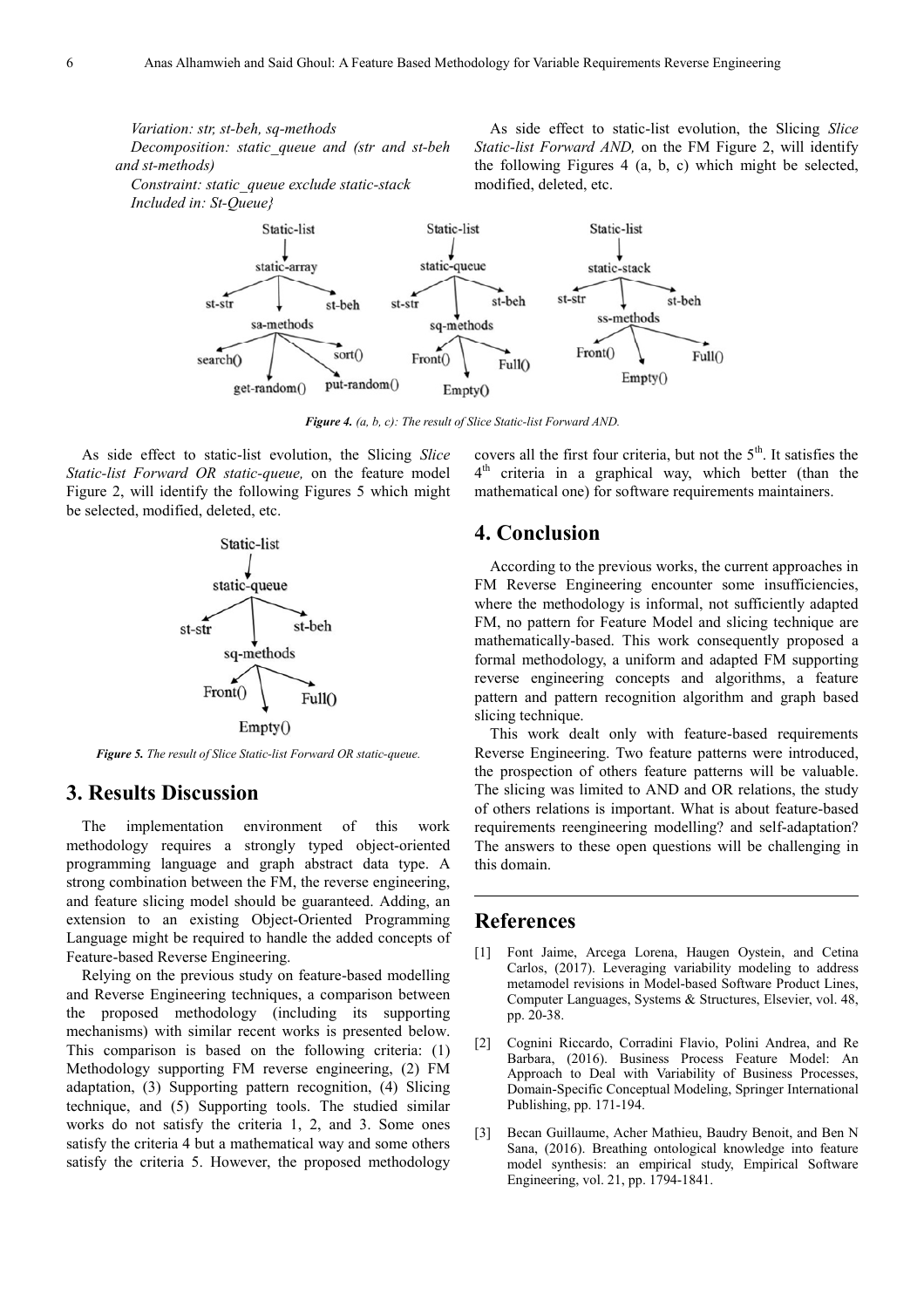*Variation: str, st-beh, sq-methods*

*Decomposition: static_queue and (str and st-beh and st-methods)*

*Constraint: static_queue exclude static-stack*

*Included in: St-Queue}*

As side effect to static-list evolution, the Slicing *Slice Static-list Forward AND,* on the FM Figure 2, will identify the following Figures 4 (a, b, c) which might be selected, modified, deleted, etc.

***Figure 4.*** *(a, b, c): The result of Slice Static-list Forward AND.*

As side effect to static-list evolution, the Slicing *Slice Static-list Forward OR static-queue,* on the feature model Figure 2, will identify the following Figures 5 which might be selected, modified, deleted, etc.

***Figure 5.*** *The result of Slice Static-list Forward OR static-queue.*

## 3. Results Discussion

The implementation environment of this work methodology requires a strongly typed object-oriented programming language and graph abstract data type. A strong combination between the FM, the reverse engineering, and feature slicing model should be guaranteed. Adding, an extension to an existing Object-Oriented Programming Language might be required to handle the added concepts of Feature-based Reverse Engineering.

Relying on the previous study on feature-based modelling and Reverse Engineering techniques, a comparison between the proposed methodology (including its supporting mechanisms) with similar recent works is presented below. This comparison is based on the following criteria: (1) Methodology supporting FM reverse engineering, (2) FM adaptation, (3) Supporting pattern recognition, (4) Slicing technique, and (5) Supporting tools. The studied similar works do not satisfy the criteria 1, 2, and 3. Some ones satisfy the criteria 4 but a mathematical way and some others satisfy the criteria 5. However, the proposed methodology covers all the first four criteria, but not the 5th. It satisfies the 4th criteria in a graphical way, which better (than the mathematical one) for software requirements maintainers.

## 4. Conclusion

According to the previous works, the current approaches in FM Reverse Engineering encounter some insufficiencies, where the methodology is informal, not sufficiently adapted FM, no pattern for Feature Model and slicing technique are mathematically-based. This work consequently proposed a formal methodology, a uniform and adapted FM supporting reverse engineering concepts and algorithms, a feature pattern and pattern recognition algorithm and graph based slicing technique.

This work dealt only with feature-based requirements Reverse Engineering. Two feature patterns were introduced, the prospection of others feature patterns will be valuable. The slicing was limited to AND and OR relations, the study of others relations is important. What is about feature-based requirements reengineering modelling? and self-adaptation? The answers to these open questions will be challenging in this domain.

## References

[1] Font Jaime, Arcega Lorena, Haugen Oystein, and Cetina Carlos, (2017). Leveraging variability modeling to address metamodel revisions in Model-based Software Product Lines, Computer Languages, Systems & Structures, Elsevier, vol. 48, pp. 20-38.

[2] Cognini Riccardo, Corradini Flavio, Polini Andrea, and Re Barbara, (2016). Business Process Feature Model: An Approach to Deal with Variability of Business Processes, Domain-Specific Conceptual Modeling, Springer International Publishing, pp. 171-194.

[3] Becan Guillaume, Acher Mathieu, Baudry Benoit, and Ben N Sana, (2016). Breathing ontological knowledge into feature model synthesis: an empirical study, Empirical Software Engineering, vol. 21, pp. 1794-1841.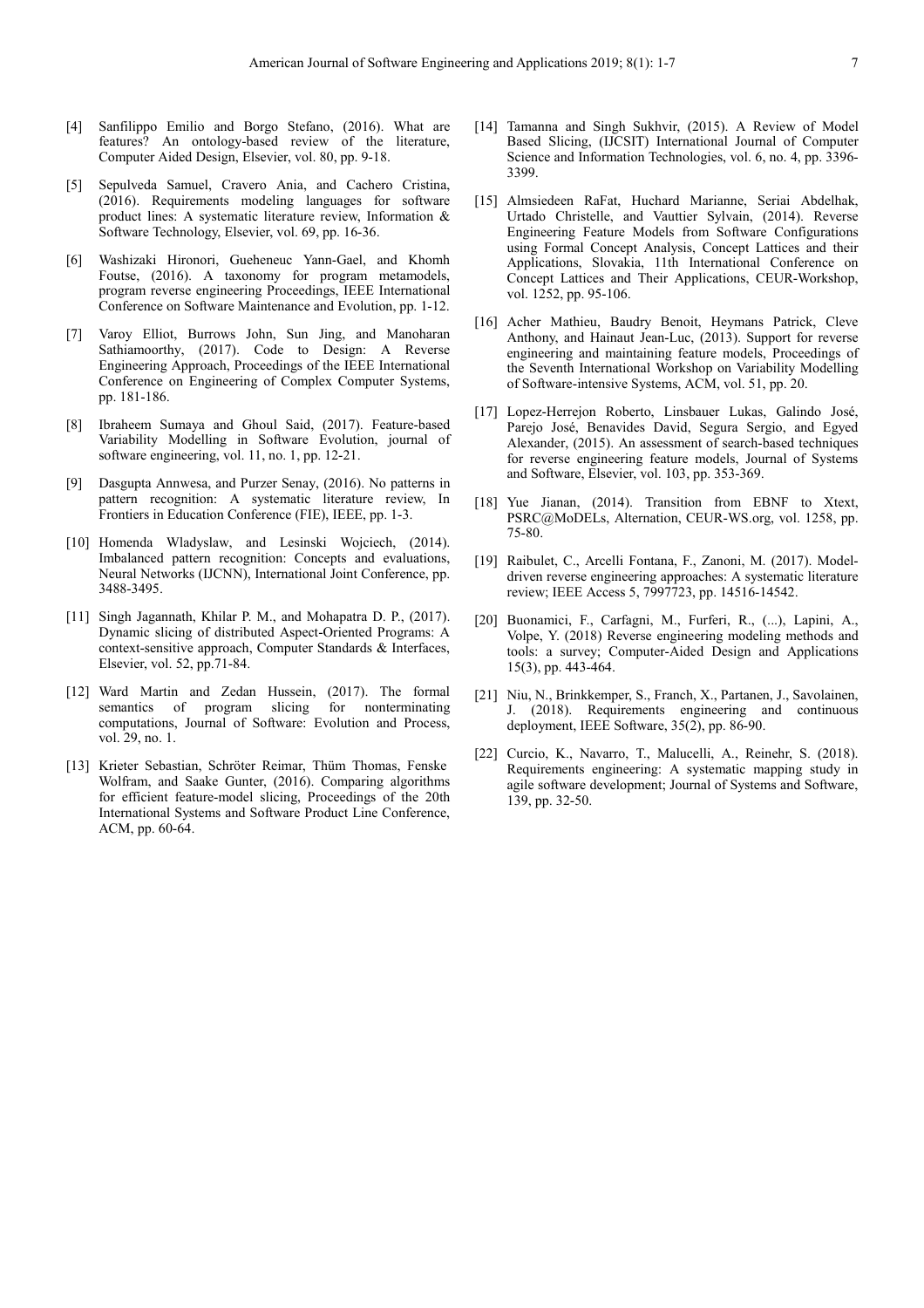[4] Sanfilippo Emilio and Borgo Stefano, (2016). What are features? An ontology-based review of the literature, Computer Aided Design, Elsevier, vol. 80, pp. 9-18.

[5] Sepulveda Samuel, Cravero Ania, and Cachero Cristina, (2016). Requirements modeling languages for software product lines: A systematic literature review, Information & Software Technology, Elsevier, vol. 69, pp. 16-36.

[6] Washizaki Hironori, Gueheneuc Yann-Gael, and Khomh Foutse, (2016). A taxonomy for program metamodels, program reverse engineering Proceedings, IEEE International Conference on Software Maintenance and Evolution, pp. 1-12.

[7] Varoy Elliot, Burrows John, Sun Jing, and Manoharan Sathiamoorthy, (2017). Code to Design: A Reverse Engineering Approach, Proceedings of the IEEE International Conference on Engineering of Complex Computer Systems, pp. 181-186.

[8] Ibraheem Sumaya and Ghoul Said, (2017). Feature-based Variability Modelling in Software Evolution, journal of software engineering, vol. 11, no. 1, pp. 12-21.

[9] Dasgupta Annwesa, and Purzer Senay, (2016). No patterns in pattern recognition: A systematic literature review, In Frontiers in Education Conference (FIE), IEEE, pp. 1-3.

[10] Homenda Wladyslaw, and Lesinski Wojciech, (2014). Imbalanced pattern recognition: Concepts and evaluations, Neural Networks (IJCNN), International Joint Conference, pp. 3488-3495.

[11] Singh Jagannath, Khilar P. M., and Mohapatra D. P., (2017). Dynamic slicing of distributed Aspect-Oriented Programs: A context-sensitive approach, Computer Standards & Interfaces, Elsevier, vol. 52, pp.71-84.

[12] Ward Martin and Zedan Hussein, (2017). The formal semantics of program slicing for nonterminating computations, Journal of Software: Evolution and Process, vol. 29, no. 1.

[13] Krieter Sebastian, Schröter Reimar, Thüm Thomas, Fenske Wolfram, and Saake Gunter, (2016). Comparing algorithms for efficient feature-model slicing, Proceedings of the 20th International Systems and Software Product Line Conference, ACM, pp. 60-64.

[14] Tamanna and Singh Sukhvir, (2015). A Review of Model Based Slicing, (IJCSIT) International Journal of Computer Science and Information Technologies, vol. 6, no. 4, pp. 3396-3399.

[15] Almsiedeen RaFat, Huchard Marianne, Seriai Abdelhak, Urtado Christelle, and Vauttier Sylvain, (2014). Reverse Engineering Feature Models from Software Configurations using Formal Concept Analysis, Concept Lattices and their Applications, Slovakia, 11th International Conference on Concept Lattices and Their Applications, CEUR-Workshop, vol. 1252, pp. 95-106.

[16] Acher Mathieu, Baudry Benoit, Heymans Patrick, Cleve Anthony, and Hainaut Jean-Luc, (2013). Support for reverse engineering and maintaining feature models, Proceedings of the Seventh International Workshop on Variability Modelling of Software-intensive Systems, ACM, vol. 51, pp. 20.

[17] Lopez-Herrejon Roberto, Linsbauer Lukas, Galindo José, Parejo José, Benavides David, Segura Sergio, and Egyed Alexander, (2015). An assessment of search-based techniques for reverse engineering feature models, Journal of Systems and Software, Elsevier, vol. 103, pp. 353-369.

[18] Yue Jianan, (2014). Transition from EBNF to Xtext, PSRC@MoDELs, Alternation, CEUR-WS.org, vol. 1258, pp. 75-80.

[19] Raibulet, C., Arcelli Fontana, F., Zanoni, M. (2017). Model-driven reverse engineering approaches: A systematic literature review; IEEE Access 5, 7997723, pp. 14516-14542.

[20] Buonamici, F., Carfagni, M., Furferi, R., (...), Lapini, A., Volpe, Y. (2018) Reverse engineering modeling methods and tools: a survey; Computer-Aided Design and Applications 15(3), pp. 443-464.

[21] Niu, N., Brinkkemper, S., Franch, X., Partanen, J., Savolainen, J. (2018). Requirements engineering and continuous deployment, IEEE Software, 35(2), pp. 86-90.

[22] Curcio, K., Navarro, T., Malucelli, A., Reinehr, S. (2018). Requirements engineering: A systematic mapping study in agile software development; Journal of Systems and Software, 139, pp. 32-50.